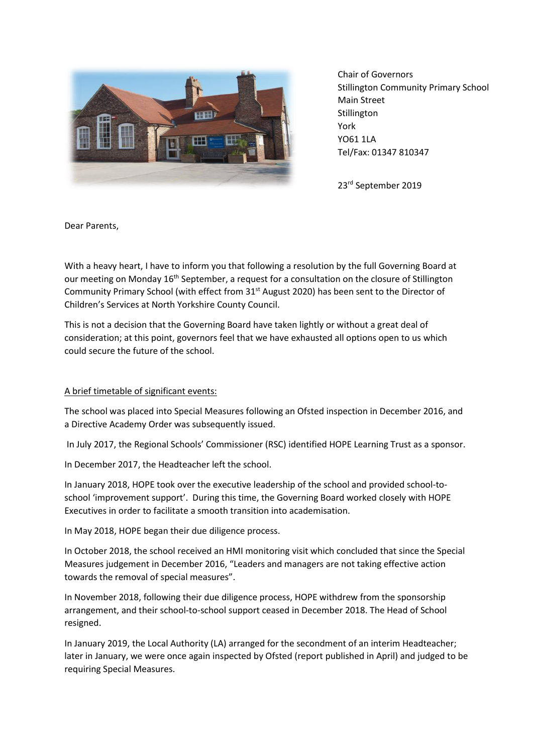Chair of Governors
Stillington Community Primary School
Main Street
Stillington
York
YO61 1LA
Tel/Fax: 01347 810347

23rd September 2019

Dear Parents,

With a heavy heart, I have to inform you that following a resolution by the full Governing Board at our meeting on Monday 16th September, a request for a consultation on the closure of Stillington Community Primary School (with effect from 31st August 2020) has been sent to the Director of Children's Services at North Yorkshire County Council.

This is not a decision that the Governing Board have taken lightly or without a great deal of consideration; at this point, governors feel that we have exhausted all options open to us which could secure the future of the school.

<u>A brief timetable of significant events:</u>

The school was placed into Special Measures following an Ofsted inspection in December 2016, and a Directive Academy Order was subsequently issued.

In July 2017, the Regional Schools' Commissioner (RSC) identified HOPE Learning Trust as a sponsor.

In December 2017, the Headteacher left the school.

In January 2018, HOPE took over the executive leadership of the school and provided school-to-school 'improvement support'. During this time, the Governing Board worked closely with HOPE Executives in order to facilitate a smooth transition into academisation.

In May 2018, HOPE began their due diligence process.

In October 2018, the school received an HMI monitoring visit which concluded that since the Special Measures judgement in December 2016, "Leaders and managers are not taking effective action towards the removal of special measures".

In November 2018, following their due diligence process, HOPE withdrew from the sponsorship arrangement, and their school-to-school support ceased in December 2018. The Head of School resigned.

In January 2019, the Local Authority (LA) arranged for the secondment of an interim Headteacher; later in January, we were once again inspected by Ofsted (report published in April) and judged to be requiring Special Measures.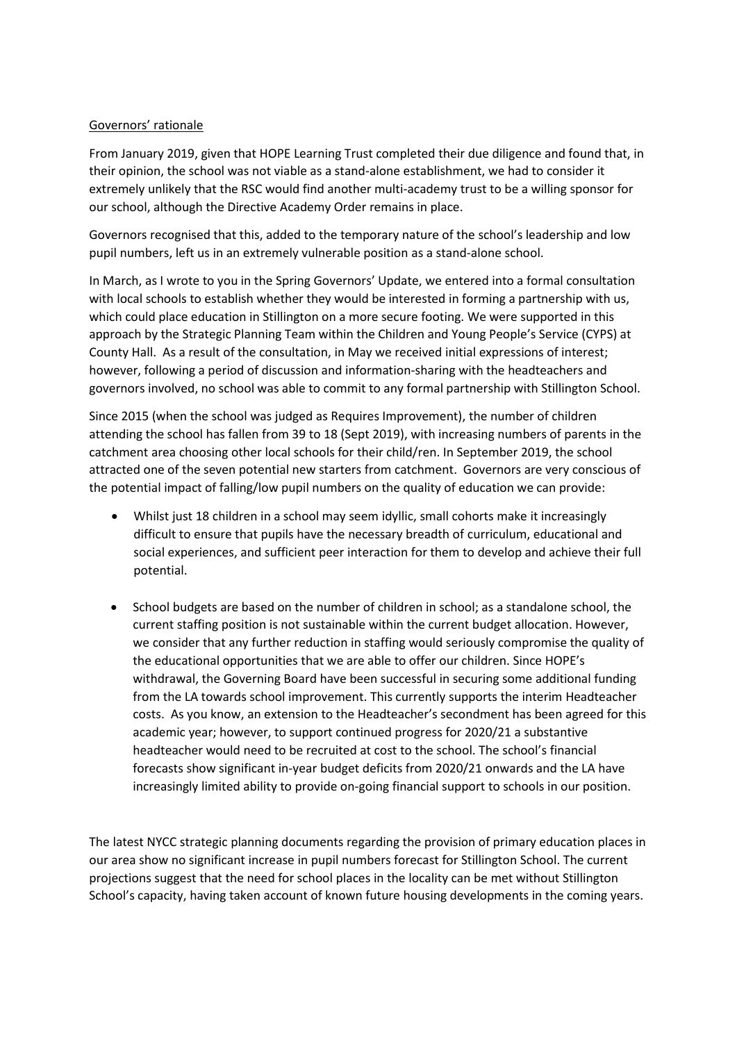Governors' rationale

From January 2019, given that HOPE Learning Trust completed their due diligence and found that, in their opinion, the school was not viable as a stand-alone establishment, we had to consider it extremely unlikely that the RSC would find another multi-academy trust to be a willing sponsor for our school, although the Directive Academy Order remains in place.

Governors recognised that this, added to the temporary nature of the school's leadership and low pupil numbers, left us in an extremely vulnerable position as a stand-alone school.

In March, as I wrote to you in the Spring Governors' Update, we entered into a formal consultation with local schools to establish whether they would be interested in forming a partnership with us, which could place education in Stillington on a more secure footing. We were supported in this approach by the Strategic Planning Team within the Children and Young People's Service (CYPS) at County Hall. As a result of the consultation, in May we received initial expressions of interest; however, following a period of discussion and information-sharing with the headteachers and governors involved, no school was able to commit to any formal partnership with Stillington School.

Since 2015 (when the school was judged as Requires Improvement), the number of children attending the school has fallen from 39 to 18 (Sept 2019), with increasing numbers of parents in the catchment area choosing other local schools for their child/ren. In September 2019, the school attracted one of the seven potential new starters from catchment. Governors are very conscious of the potential impact of falling/low pupil numbers on the quality of education we can provide:

- Whilst just 18 children in a school may seem idyllic, small cohorts make it increasingly difficult to ensure that pupils have the necessary breadth of curriculum, educational and social experiences, and sufficient peer interaction for them to develop and achieve their full potential.

- School budgets are based on the number of children in school; as a standalone school, the current staffing position is not sustainable within the current budget allocation. However, we consider that any further reduction in staffing would seriously compromise the quality of the educational opportunities that we are able to offer our children. Since HOPE's withdrawal, the Governing Board have been successful in securing some additional funding from the LA towards school improvement. This currently supports the interim Headteacher costs. As you know, an extension to the Headteacher's secondment has been agreed for this academic year; however, to support continued progress for 2020/21 a substantive headteacher would need to be recruited at cost to the school. The school's financial forecasts show significant in-year budget deficits from 2020/21 onwards and the LA have increasingly limited ability to provide on-going financial support to schools in our position.

The latest NYCC strategic planning documents regarding the provision of primary education places in our area show no significant increase in pupil numbers forecast for Stillington School. The current projections suggest that the need for school places in the locality can be met without Stillington School's capacity, having taken account of known future housing developments in the coming years.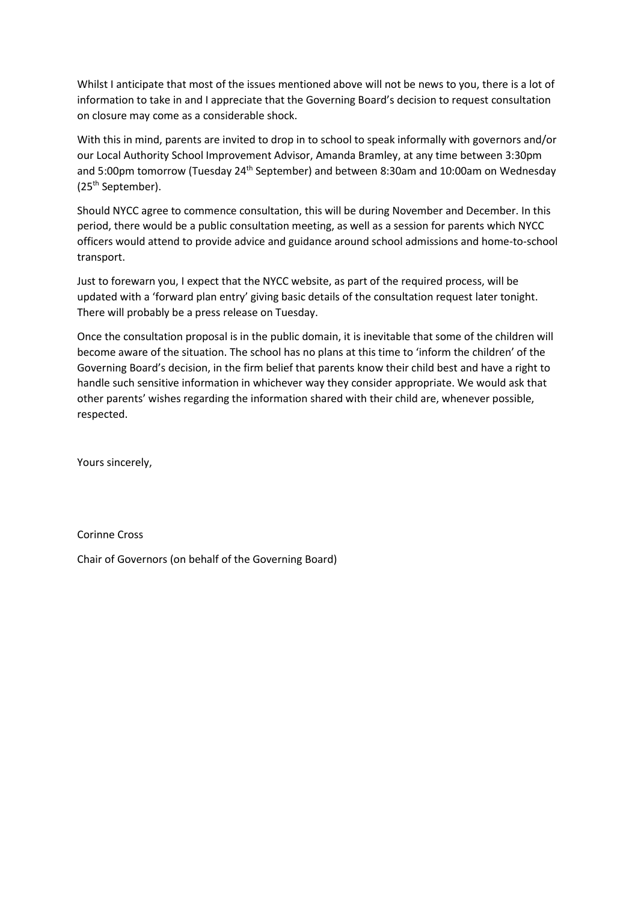Whilst I anticipate that most of the issues mentioned above will not be news to you, there is a lot of information to take in and I appreciate that the Governing Board's decision to request consultation on closure may come as a considerable shock.

With this in mind, parents are invited to drop in to school to speak informally with governors and/or our Local Authority School Improvement Advisor, Amanda Bramley, at any time between 3:30pm and 5:00pm tomorrow (Tuesday 24th September) and between 8:30am and 10:00am on Wednesday (25th September).

Should NYCC agree to commence consultation, this will be during November and December. In this period, there would be a public consultation meeting, as well as a session for parents which NYCC officers would attend to provide advice and guidance around school admissions and home-to-school transport.

Just to forewarn you, I expect that the NYCC website, as part of the required process, will be updated with a 'forward plan entry' giving basic details of the consultation request later tonight. There will probably be a press release on Tuesday.

Once the consultation proposal is in the public domain, it is inevitable that some of the children will become aware of the situation. The school has no plans at this time to 'inform the children' of the Governing Board's decision, in the firm belief that parents know their child best and have a right to handle such sensitive information in whichever way they consider appropriate. We would ask that other parents' wishes regarding the information shared with their child are, whenever possible, respected.

Yours sincerely,

Corinne Cross

Chair of Governors (on behalf of the Governing Board)